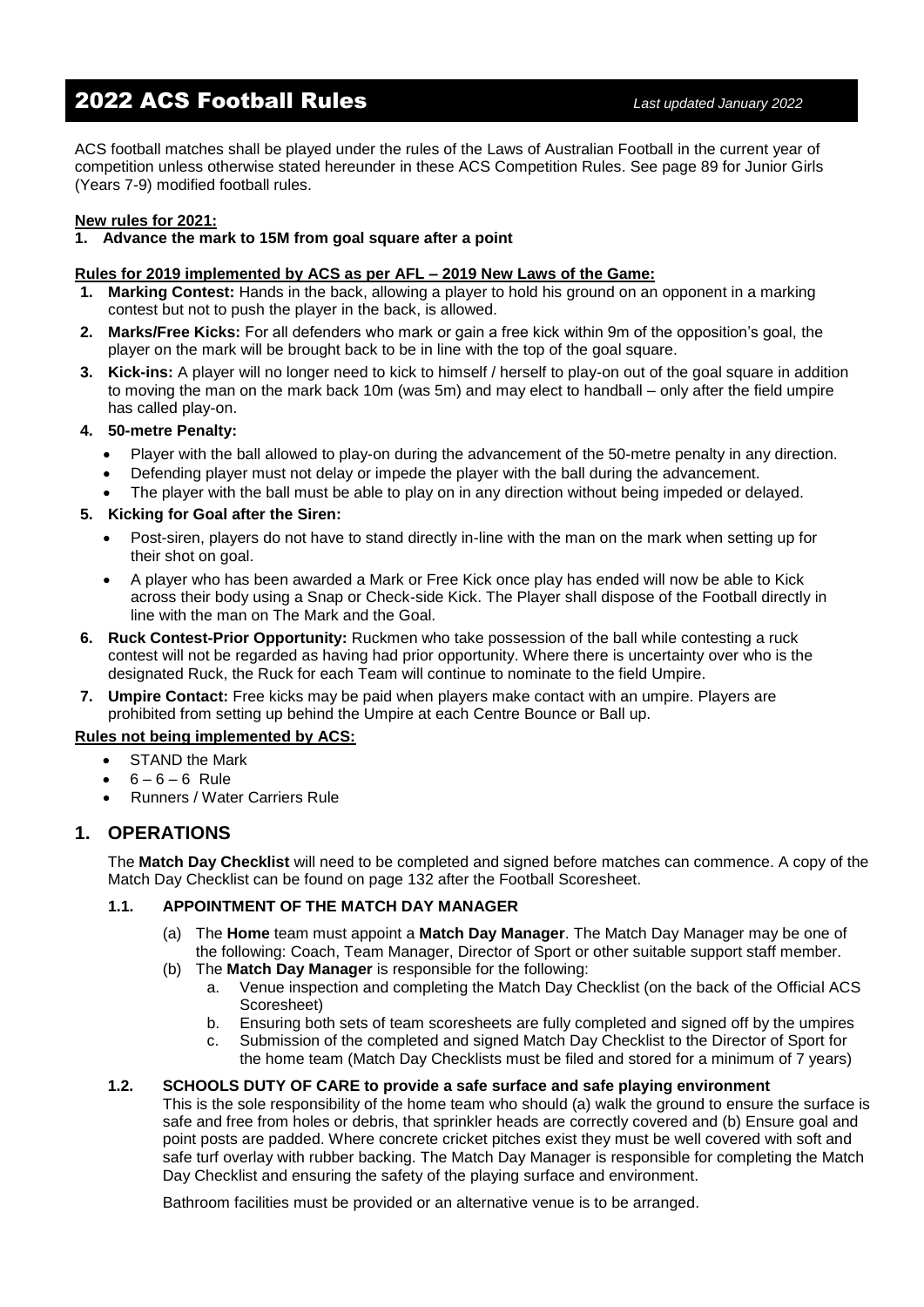# 2022 ACS Football Rules

*Last updated January 2022*

ACS football matches shall be played under the rules of the Laws of Australian Football in the current year of competition unless otherwise stated hereunder in these ACS Competition Rules. See page 89 for Junior Girls (Years 7-9) modified football rules.

**New rules for 2021:**

1. **Advance the mark to 15M from goal square after a point**

**Rules for 2019 implemented by ACS as per AFL – 2019 New Laws of the Game:**

1. **Marking Contest:** Hands in the back, allowing a player to hold his ground on an opponent in a marking contest but not to push the player in the back, is allowed.
2. **Marks/Free Kicks:** For all defenders who mark or gain a free kick within 9m of the opposition's goal, the player on the mark will be brought back to be in line with the top of the goal square.
3. **Kick-ins:** A player will no longer need to kick to himself / herself to play-on out of the goal square in addition to moving the man on the mark back 10m (was 5m) and may elect to handball – only after the field umpire has called play-on.
4. **50-metre Penalty:**
   - Player with the ball allowed to play-on during the advancement of the 50-metre penalty in any direction.
   - Defending player must not delay or impede the player with the ball during the advancement.
   - The player with the ball must be able to play on in any direction without being impeded or delayed.
5. **Kicking for Goal after the Siren:**
   - Post-siren, players do not have to stand directly in-line with the man on the mark when setting up for their shot on goal.
   - A player who has been awarded a Mark or Free Kick once play has ended will now be able to Kick across their body using a Snap or Check-side Kick. The Player shall dispose of the Football directly in line with the man on The Mark and the Goal.
6. **Ruck Contest-Prior Opportunity:** Ruckmen who take possession of the ball while contesting a ruck contest will not be regarded as having had prior opportunity. Where there is uncertainty over who is the designated Ruck, the Ruck for each Team will continue to nominate to the field Umpire.
7. **Umpire Contact:** Free kicks may be paid when players make contact with an umpire. Players are prohibited from setting up behind the Umpire at each Centre Bounce or Ball up.

**Rules not being implemented by ACS:**

- STAND the Mark
- 6 – 6 – 6 Rule
- Runners / Water Carriers Rule

## 1. OPERATIONS

The **Match Day Checklist** will need to be completed and signed before matches can commence. A copy of the Match Day Checklist can be found on page 132 after the Football Scoresheet.

### 1.1. APPOINTMENT OF THE MATCH DAY MANAGER

(a) The **Home** team must appoint a **Match Day Manager**. The Match Day Manager may be one of the following: Coach, Team Manager, Director of Sport or other suitable support staff member.

(b) The **Match Day Manager** is responsible for the following:

  a. Venue inspection and completing the Match Day Checklist (on the back of the Official ACS Scoresheet)

  b. Ensuring both sets of team scoresheets are fully completed and signed off by the umpires

  c. Submission of the completed and signed Match Day Checklist to the Director of Sport for the home team (Match Day Checklists must be filed and stored for a minimum of 7 years)

### 1.2. SCHOOLS DUTY OF CARE to provide a safe surface and safe playing environment

This is the sole responsibility of the home team who should (a) walk the ground to ensure the surface is safe and free from holes or debris, that sprinkler heads are correctly covered and (b) Ensure goal and point posts are padded. Where concrete cricket pitches exist they must be well covered with soft and safe turf overlay with rubber backing. The Match Day Manager is responsible for completing the Match Day Checklist and ensuring the safety of the playing surface and environment.

Bathroom facilities must be provided or an alternative venue is to be arranged.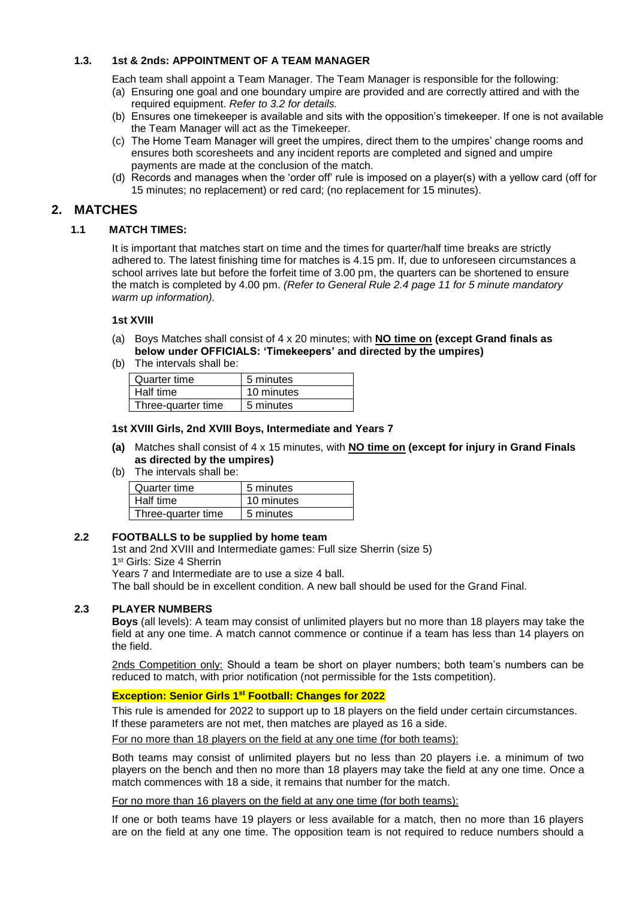### 1.3. 1st & 2nds: APPOINTMENT OF A TEAM MANAGER

Each team shall appoint a Team Manager. The Team Manager is responsible for the following:

(a) Ensuring one goal and one boundary umpire are provided and are correctly attired and with the required equipment. *Refer to 3.2 for details.*
(b) Ensures one timekeeper is available and sits with the opposition's timekeeper. If one is not available the Team Manager will act as the Timekeeper.
(c) The Home Team Manager will greet the umpires, direct them to the umpires' change rooms and ensures both scoresheets and any incident reports are completed and signed and umpire payments are made at the conclusion of the match.
(d) Records and manages when the 'order off' rule is imposed on a player(s) with a yellow card (off for 15 minutes; no replacement) or red card; (no replacement for 15 minutes).

## 2. MATCHES

### 1.1 MATCH TIMES:

It is important that matches start on time and the times for quarter/half time breaks are strictly adhered to. The latest finishing time for matches is 4.15 pm. If, due to unforeseen circumstances a school arrives late but before the forfeit time of 3.00 pm, the quarters can be shortened to ensure the match is completed by 4.00 pm. *(Refer to General Rule 2.4 page 11 for 5 minute mandatory warm up information).*

**1st XVIII**

(a) Boys Matches shall consist of 4 x 20 minutes; with **NO time on (except Grand finals as below under OFFICIALS: 'Timekeepers' and directed by the umpires)**
(b) The intervals shall be:

| Quarter time | 5 minutes |
|---|---|
| Half time | 10 minutes |
| Three-quarter time | 5 minutes |

**1st XVIII Girls, 2nd XVIII Boys, Intermediate and Years 7**

**(a)** Matches shall consist of 4 x 15 minutes, with **NO time on (except for injury in Grand Finals as directed by the umpires)**
(b) The intervals shall be:

| Quarter time | 5 minutes |
|---|---|
| Half time | 10 minutes |
| Three-quarter time | 5 minutes |

### 2.2 FOOTBALLS to be supplied by home team

1st and 2nd XVIII and Intermediate games: Full size Sherrin (size 5)
1st Girls: Size 4 Sherrin
Years 7 and Intermediate are to use a size 4 ball.
The ball should be in excellent condition. A new ball should be used for the Grand Final.

### 2.3 PLAYER NUMBERS

**Boys** (all levels): A team may consist of unlimited players but no more than 18 players may take the field at any one time. A match cannot commence or continue if a team has less than 14 players on the field.

2nds Competition only: Should a team be short on player numbers; both team's numbers can be reduced to match, with prior notification (not permissible for the 1sts competition).

**Exception: Senior Girls 1st Football: Changes for 2022**

This rule is amended for 2022 to support up to 18 players on the field under certain circumstances. If these parameters are not met, then matches are played as 16 a side.

For no more than 18 players on the field at any one time (for both teams):

Both teams may consist of unlimited players but no less than 20 players i.e. a minimum of two players on the bench and then no more than 18 players may take the field at any one time. Once a match commences with 18 a side, it remains that number for the match.

For no more than 16 players on the field at any one time (for both teams):

If one or both teams have 19 players or less available for a match, then no more than 16 players are on the field at any one time. The opposition team is not required to reduce numbers should a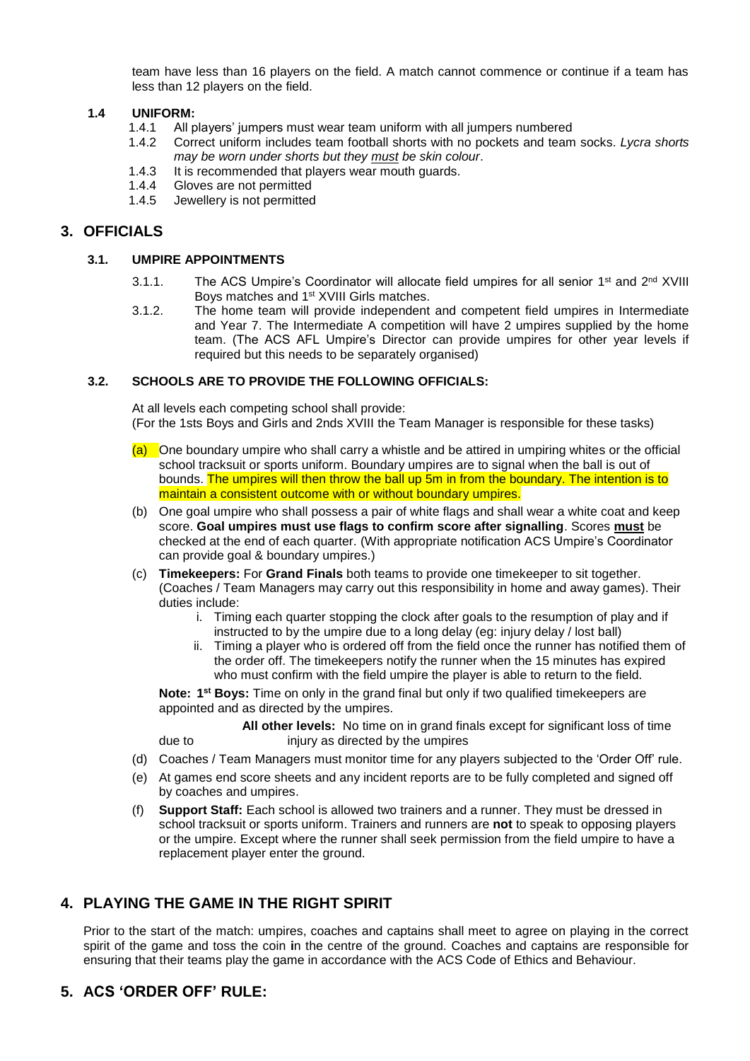team have less than 16 players on the field. A match cannot commence or continue if a team has less than 12 players on the field.

### 1.4 UNIFORM:

- 1.4.1 All players' jumpers must wear team uniform with all jumpers numbered
- 1.4.2 Correct uniform includes team football shorts with no pockets and team socks. *Lycra shorts may be worn under shorts but they must be skin colour*.
- 1.4.3 It is recommended that players wear mouth guards.
- 1.4.4 Gloves are not permitted
- 1.4.5 Jewellery is not permitted

## 3. OFFICIALS

### 3.1. UMPIRE APPOINTMENTS

- 3.1.1. The ACS Umpire's Coordinator will allocate field umpires for all senior 1st and 2nd XVIII Boys matches and 1st XVIII Girls matches.
- 3.1.2. The home team will provide independent and competent field umpires in Intermediate and Year 7. The Intermediate A competition will have 2 umpires supplied by the home team. (The ACS AFL Umpire's Director can provide umpires for other year levels if required but this needs to be separately organised)

### 3.2. SCHOOLS ARE TO PROVIDE THE FOLLOWING OFFICIALS:

At all levels each competing school shall provide:
(For the 1sts Boys and Girls and 2nds XVIII the Team Manager is responsible for these tasks)

(a) One boundary umpire who shall carry a whistle and be attired in umpiring whites or the official school tracksuit or sports uniform. Boundary umpires are to signal when the ball is out of bounds. The umpires will then throw the ball up 5m in from the boundary. The intention is to maintain a consistent outcome with or without boundary umpires.

(b) One goal umpire who shall possess a pair of white flags and shall wear a white coat and keep score. **Goal umpires must use flags to confirm score after signalling**. Scores **must** be checked at the end of each quarter. (With appropriate notification ACS Umpire's Coordinator can provide goal & boundary umpires.)

(c) **Timekeepers:** For **Grand Finals** both teams to provide one timekeeper to sit together. (Coaches / Team Managers may carry out this responsibility in home and away games). Their duties include:

   i. Timing each quarter stopping the clock after goals to the resumption of play and if instructed to by the umpire due to a long delay (eg: injury delay / lost ball)

   ii. Timing a player who is ordered off from the field once the runner has notified them of the order off. The timekeepers notify the runner when the 15 minutes has expired who must confirm with the field umpire the player is able to return to the field.

   **Note: 1st Boys:** Time on only in the grand final but only if two qualified timekeepers are appointed and as directed by the umpires.

   **All other levels:** No time on in grand finals except for significant loss of time due to injury as directed by the umpires

(d) Coaches / Team Managers must monitor time for any players subjected to the 'Order Off' rule.

(e) At games end score sheets and any incident reports are to be fully completed and signed off by coaches and umpires.

(f) **Support Staff:** Each school is allowed two trainers and a runner. They must be dressed in school tracksuit or sports uniform. Trainers and runners are **not** to speak to opposing players or the umpire. Except where the runner shall seek permission from the field umpire to have a replacement player enter the ground.

## 4. PLAYING THE GAME IN THE RIGHT SPIRIT

Prior to the start of the match: umpires, coaches and captains shall meet to agree on playing in the correct spirit of the game and toss the coin in the centre of the ground. Coaches and captains are responsible for ensuring that their teams play the game in accordance with the ACS Code of Ethics and Behaviour.

## 5. ACS 'ORDER OFF' RULE: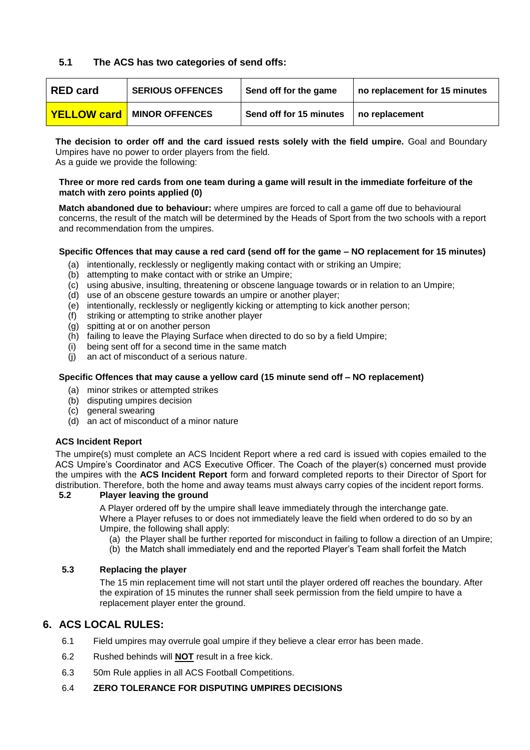### 5.1 The ACS has two categories of send offs:

| RED card | SERIOUS OFFENCES | Send off for the game | no replacement for 15 minutes |
|---|---|---|---|
| YELLOW card | MINOR OFFENCES | Send off for 15 minutes | no replacement |

**The decision to order off and the card issued rests solely with the field umpire.** Goal and Boundary Umpires have no power to order players from the field.
As a guide we provide the following:

**Three or more red cards from one team during a game will result in the immediate forfeiture of the match with zero points applied (0)**

**Match abandoned due to behaviour:** where umpires are forced to call a game off due to behavioural concerns, the result of the match will be determined by the Heads of Sport from the two schools with a report and recommendation from the umpires.

**Specific Offences that may cause a red card (send off for the game – NO replacement for 15 minutes)**

(a) intentionally, recklessly or negligently making contact with or striking an Umpire;
(b) attempting to make contact with or strike an Umpire;
(c) using abusive, insulting, threatening or obscene language towards or in relation to an Umpire;
(d) use of an obscene gesture towards an umpire or another player;
(e) intentionally, recklessly or negligently kicking or attempting to kick another person;
(f) striking or attempting to strike another player
(g) spitting at or on another person
(h) failing to leave the Playing Surface when directed to do so by a field Umpire;
(i) being sent off for a second time in the same match
(j) an act of misconduct of a serious nature.

**Specific Offences that may cause a yellow card (15 minute send off – NO replacement)**

(a) minor strikes or attempted strikes
(b) disputing umpires decision
(c) general swearing
(d) an act of misconduct of a minor nature

**ACS Incident Report**

The umpire(s) must complete an ACS Incident Report where a red card is issued with copies emailed to the ACS Umpire's Coordinator and ACS Executive Officer. The Coach of the player(s) concerned must provide the umpires with the **ACS Incident Report** form and forward completed reports to their Director of Sport for distribution. Therefore, both the home and away teams must always carry copies of the incident report forms.

### 5.2 Player leaving the ground

A Player ordered off by the umpire shall leave immediately through the interchange gate.
Where a Player refuses to or does not immediately leave the field when ordered to do so by an Umpire, the following shall apply:

(a) the Player shall be further reported for misconduct in failing to follow a direction of an Umpire;
(b) the Match shall immediately end and the reported Player's Team shall forfeit the Match

### 5.3 Replacing the player

The 15 min replacement time will not start until the player ordered off reaches the boundary. After the expiration of 15 minutes the runner shall seek permission from the field umpire to have a replacement player enter the ground.

## 6. ACS LOCAL RULES:

6.1 Field umpires may overrule goal umpire if they believe a clear error has been made.

6.2 Rushed behinds will **NOT** result in a free kick.

6.3 50m Rule applies in all ACS Football Competitions.

6.4 **ZERO TOLERANCE FOR DISPUTING UMPIRES DECISIONS**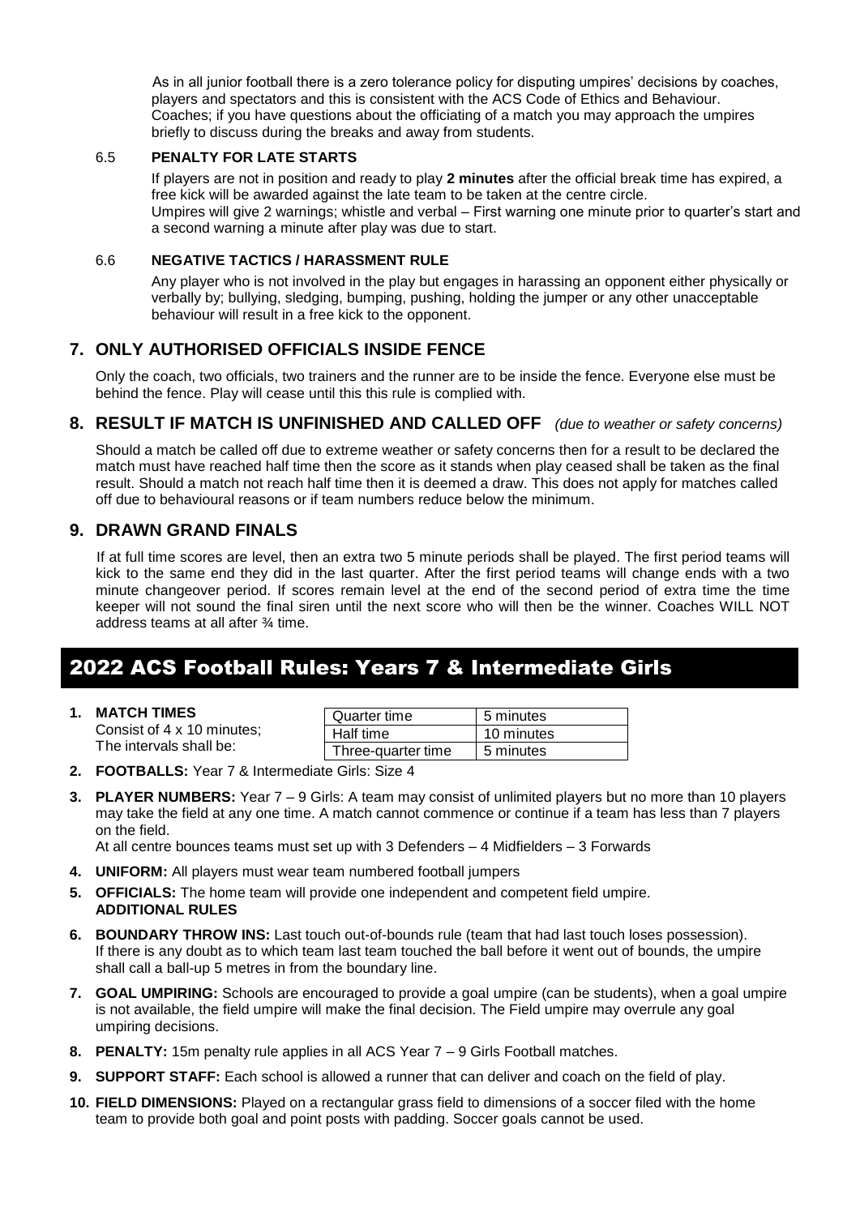As in all junior football there is a zero tolerance policy for disputing umpires' decisions by coaches, players and spectators and this is consistent with the ACS Code of Ethics and Behaviour. Coaches; if you have questions about the officiating of a match you may approach the umpires briefly to discuss during the breaks and away from students.

### 6.5 PENALTY FOR LATE STARTS

If players are not in position and ready to play **2 minutes** after the official break time has expired, a free kick will be awarded against the late team to be taken at the centre circle.
Umpires will give 2 warnings; whistle and verbal – First warning one minute prior to quarter's start and a second warning a minute after play was due to start.

### 6.6 NEGATIVE TACTICS / HARASSMENT RULE

Any player who is not involved in the play but engages in harassing an opponent either physically or verbally by; bullying, sledging, bumping, pushing, holding the jumper or any other unacceptable behaviour will result in a free kick to the opponent.

## 7. ONLY AUTHORISED OFFICIALS INSIDE FENCE

Only the coach, two officials, two trainers and the runner are to be inside the fence. Everyone else must be behind the fence. Play will cease until this this rule is complied with.

## 8. RESULT IF MATCH IS UNFINISHED AND CALLED OFF *(due to weather or safety concerns)*

Should a match be called off due to extreme weather or safety concerns then for a result to be declared the match must have reached half time then the score as it stands when play ceased shall be taken as the final result. Should a match not reach half time then it is deemed a draw. This does not apply for matches called off due to behavioural reasons or if team numbers reduce below the minimum.

## 9. DRAWN GRAND FINALS

If at full time scores are level, then an extra two 5 minute periods shall be played. The first period teams will kick to the same end they did in the last quarter. After the first period teams will change ends with a two minute changeover period. If scores remain level at the end of the second period of extra time the time keeper will not sound the final siren until the next score who will then be the winner. Coaches WILL NOT address teams at all after ¾ time.

# 2022 ACS Football Rules: Years 7 & Intermediate Girls

1. **MATCH TIMES**
   Consist of 4 x 10 minutes;
   The intervals shall be:

| | |
|---|---|
| Quarter time | 5 minutes |
| Half time | 10 minutes |
| Three-quarter time | 5 minutes |

2. **FOOTBALLS:** Year 7 & Intermediate Girls: Size 4
3. **PLAYER NUMBERS:** Year 7 – 9 Girls: A team may consist of unlimited players but no more than 10 players may take the field at any one time. A match cannot commence or continue if a team has less than 7 players on the field.
   At all centre bounces teams must set up with 3 Defenders – 4 Midfielders – 3 Forwards
4. **UNIFORM:** All players must wear team numbered football jumpers
5. **OFFICIALS:** The home team will provide one independent and competent field umpire.
   **ADDITIONAL RULES**
6. **BOUNDARY THROW INS:** Last touch out-of-bounds rule (team that had last touch loses possession). If there is any doubt as to which team last team touched the ball before it went out of bounds, the umpire shall call a ball-up 5 metres in from the boundary line.
7. **GOAL UMPIRING:** Schools are encouraged to provide a goal umpire (can be students), when a goal umpire is not available, the field umpire will make the final decision. The Field umpire may overrule any goal umpiring decisions.
8. **PENALTY:** 15m penalty rule applies in all ACS Year 7 – 9 Girls Football matches.
9. **SUPPORT STAFF:** Each school is allowed a runner that can deliver and coach on the field of play.
10. **FIELD DIMENSIONS:** Played on a rectangular grass field to dimensions of a soccer filed with the home team to provide both goal and point posts with padding. Soccer goals cannot be used.